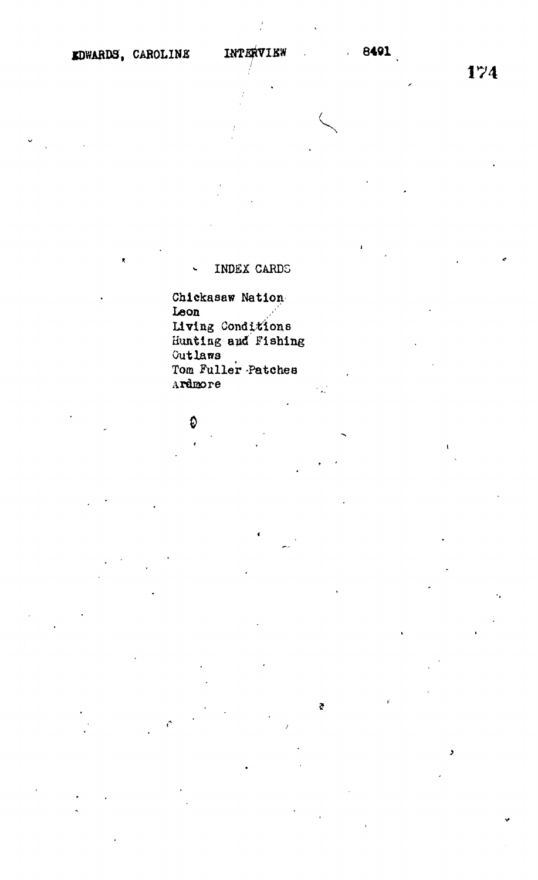EDWARDS, CAROLINE INTERVIEW 8491

INDEX CARDS

Chickasaw Nation
Leon
Living Conditions
Hunting and Fishing
Outlaws
Tom Fuller Patches
Ardmore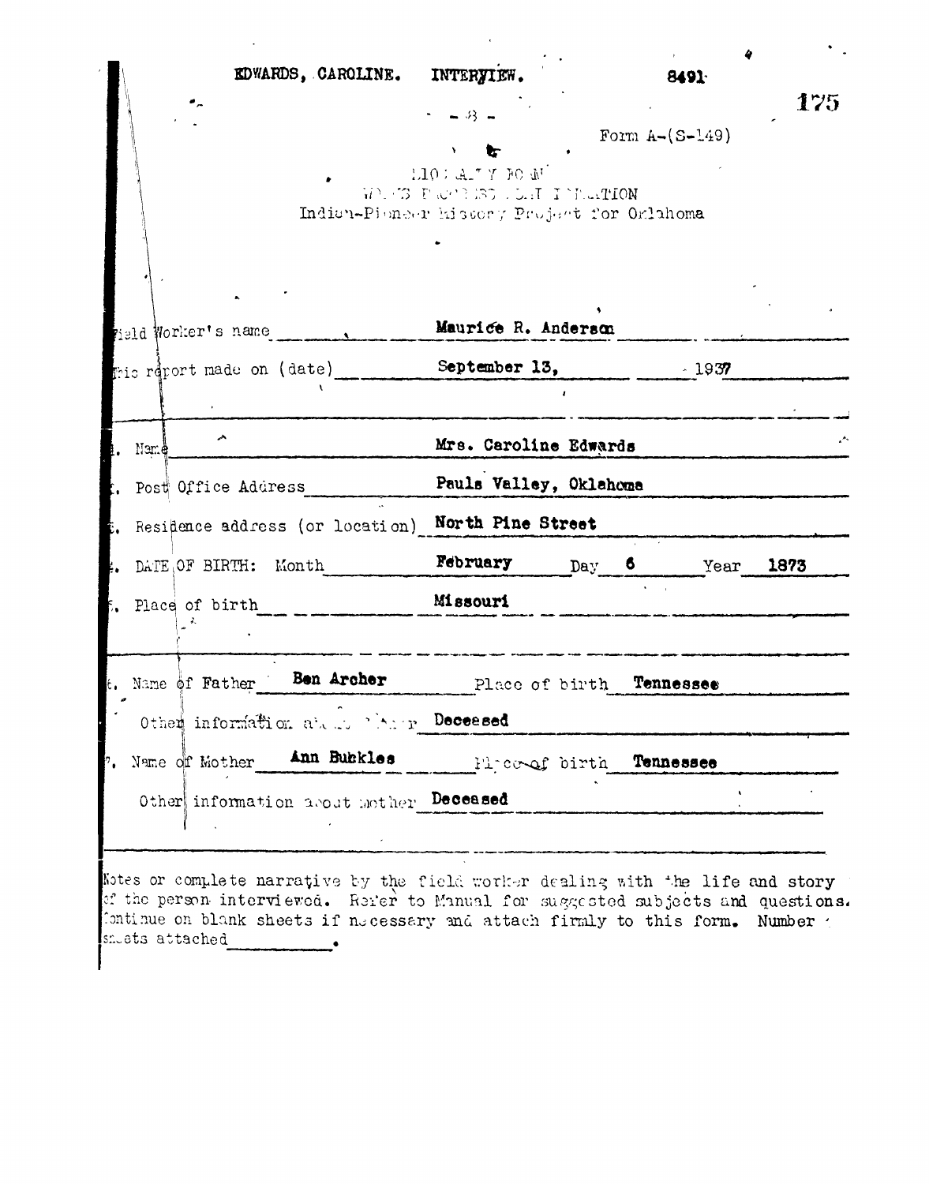EDWARDS, CAROLINE. INTERVIEW. 8491

Form A-(S-149)

BIOGRAPHY FORM
WORKS PROGRESS ADMINISTRATION
Indian-Pioneer History Project for Oklahoma

Field Worker's name Maurice R. Anderson

This report made on (date) September 13, 1937

1. Name Mrs. Caroline Edwards

2. Post Office Address Pauls Valley, Oklahoma

3. Residence address (or location) North Pine Street

4. DATE OF BIRTH: Month February Day 6 Year 1873

5. Place of birth Missouri

6. Name of Father Ben Archer Place of birth Tennessee

Other information about father Deceased

7. Name of Mother Ann Bukkles Place of birth Tennessee

Other information about mother Deceased

Notes or complete narrative by the field worker dealing with the life and story of the person interviewed. Refer to Manual for suggested subjects and questions. Continue on blank sheets if necessary and attach firmly to this form. Number of sheets attached ________.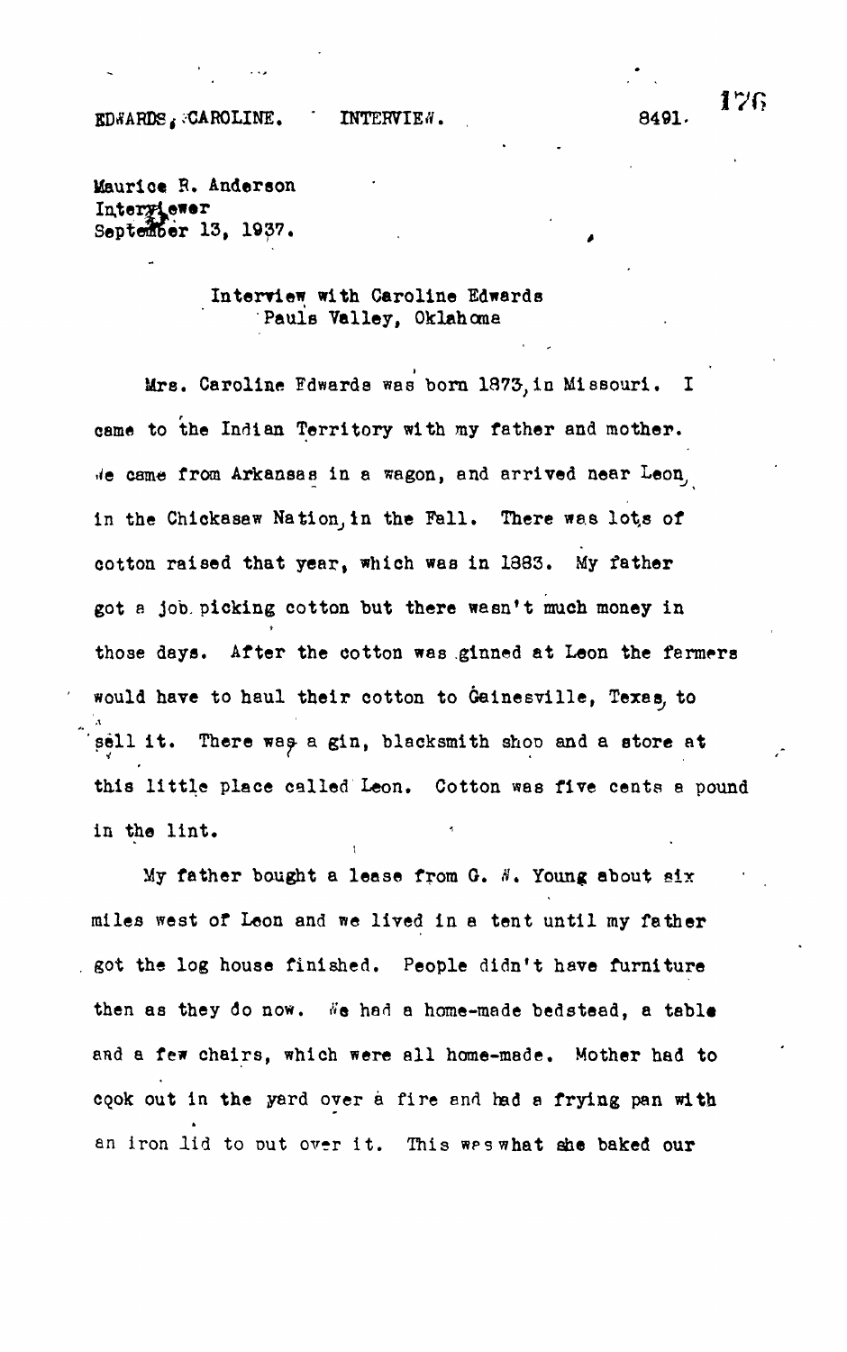EDWARDS, CAROLINE. INTERVIEW. 8491.

Maurice R. Anderson
Interviewer
September 13, 1937.

Interview with Caroline Edwards
Pauls Valley, Oklahoma

Mrs. Caroline Edwards was born 1873, in Missouri. I came to the Indian Territory with my father and mother. We came from Arkansas in a wagon, and arrived near Leon, in the Chickasaw Nation, in the Fall. There was lots of cotton raised that year, which was in 1883. My father got a job picking cotton but there wasn't much money in those days. After the cotton was ginned at Leon the farmers would have to haul their cotton to Gainesville, Texas, to sell it. There was a gin, blacksmith shop and a store at this little place called Leon. Cotton was five cents a pound in the lint.

My father bought a lease from G. W. Young about six miles west of Leon and we lived in a tent until my father got the log house finished. People didn't have furniture then as they do now. We had a home-made bedstead, a table and a few chairs, which were all home-made. Mother had to cook out in the yard over a fire and had a frying pan with an iron lid to put over it. This was what she baked our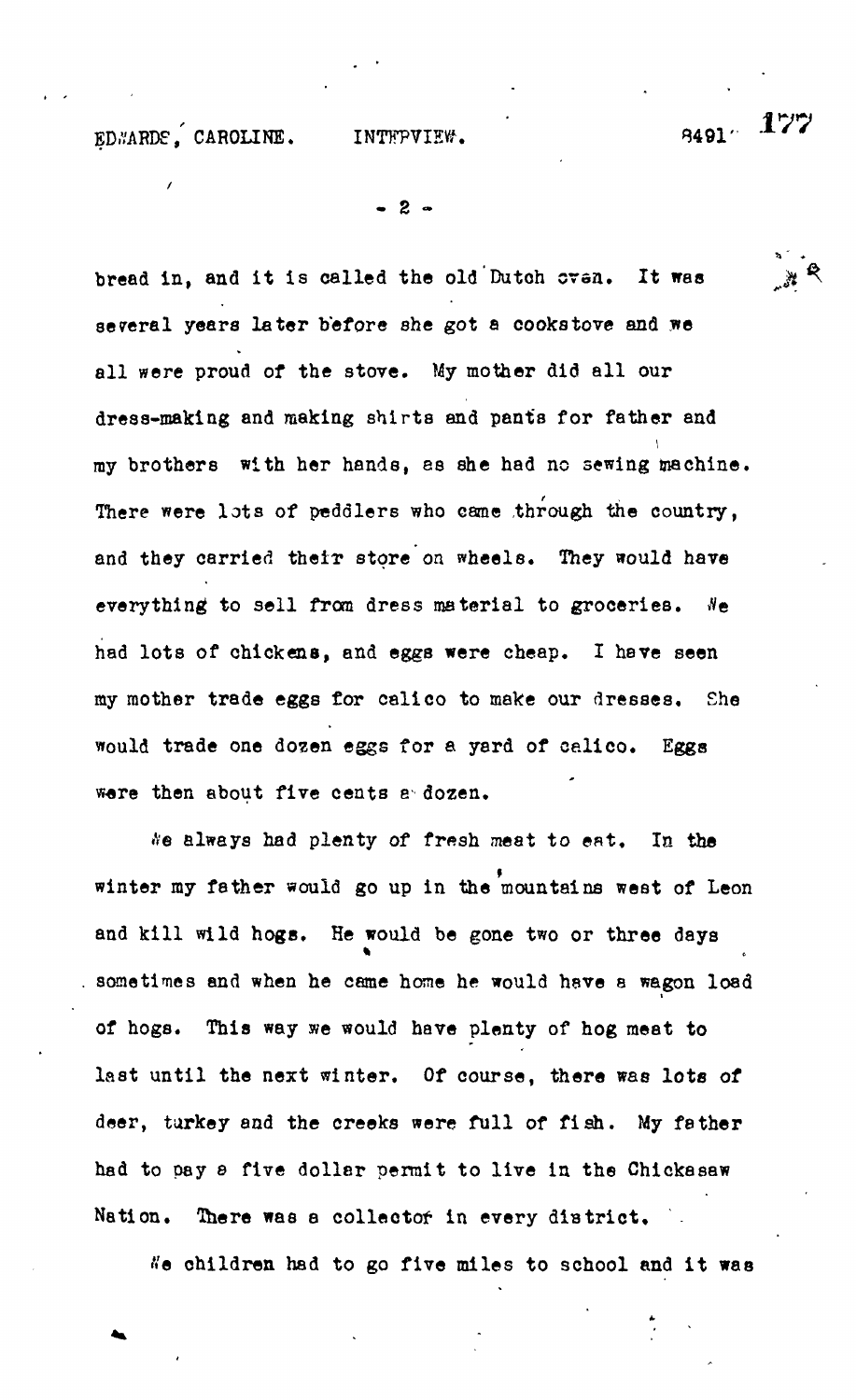bread in, and it is called the old Dutch oven. It was several years later before she got a cookstove and we all were proud of the stove. My mother did all our dress-making and making shirts and pants for father and my brothers with her hands, as she had no sewing machine. There were lots of peddlers who came through the country, and they carried their store on wheels. They would have everything to sell from dress material to groceries. We had lots of chickens, and eggs were cheap. I have seen my mother trade eggs for calico to make our dresses. She would trade one dozen eggs for a yard of calico. Eggs were then about five cents a dozen.

We always had plenty of fresh meat to eat. In the winter my father would go up in the mountains west of Leon and kill wild hogs. He would be gone two or three days sometimes and when he came home he would have a wagon load of hogs. This way we would have plenty of hog meat to last until the next winter. Of course, there was lots of deer, turkey and the creeks were full of fish. My father had to pay a five dollar permit to live in the Chickasaw Nation. There was a collector in every district.

We children had to go five miles to school and it was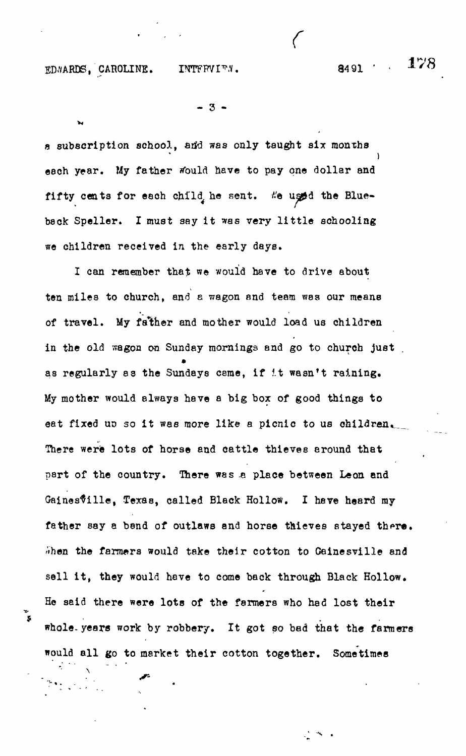a subscription school, and was only taught six months each year. My father would have to pay one dollar and fifty cents for each child he sent. We used the Blue-back Speller. I must say it was very little schooling we children received in the early days.

I can remember that we would have to drive about ten miles to church, and a wagon and team was our means of travel. My father and mother would load us children in the old wagon on Sunday mornings and go to church just as regularly as the Sundays came, if it wasn't raining. My mother would always have a big box of good things to eat fixed up so it was more like a picnic to us children. There were lots of horse and cattle thieves around that part of the country. There was a place between Leon and Gainesville, Texas, called Black Hollow. I have heard my father say a band of outlaws and horse thieves stayed there. When the farmers would take their cotton to Gainesville and sell it, they would have to come back through Black Hollow. He said there were lots of the farmers who had lost their whole years work by robbery. It got so bad that the farmers would all go to market their cotton together. Sometimes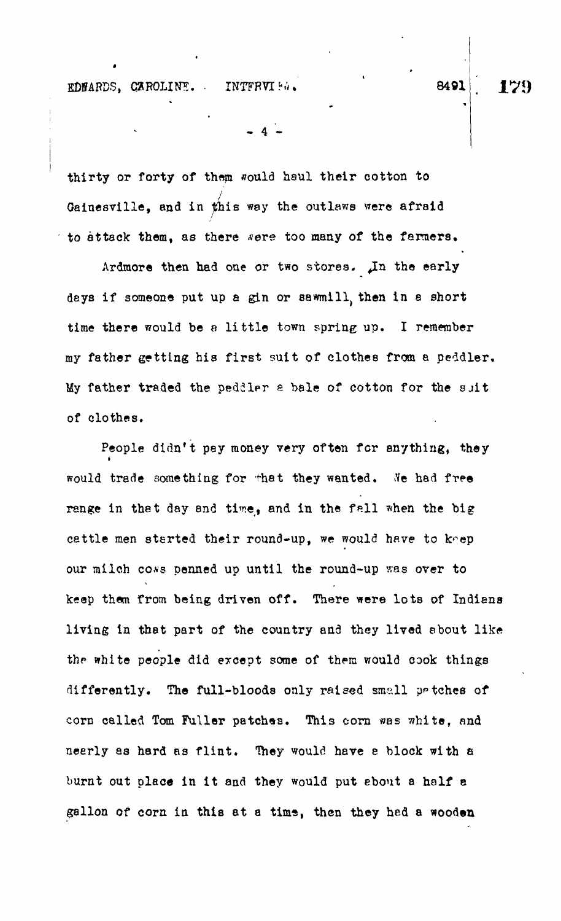thirty or forty of them would haul their cotton to Gainesville, and in this way the outlaws were afraid to attack them, as there were too many of the farmers.

Ardmore then had one or two stores. In the early days if someone put up a gin or sawmill, then in a short time there would be a little town spring up. I remember my father getting his first suit of clothes from a peddler. My father traded the peddler a bale of cotton for the suit of clothes.

People didn't pay money very often for anything, they would trade something for what they wanted. We had free range in that day and time, and in the fall when the big cattle men started their round-up, we would have to keep our milch cows penned up until the round-up was over to keep them from being driven off. There were lots of Indians living in that part of the country and they lived about like the white people did except some of them would cook things differently. The full-bloods only raised small patches of corn called Tom Fuller patches. This corn was white, and nearly as hard as flint. They would have a block with a burnt out place in it and they would put about a half a gallon of corn in this at a time, then they had a wooden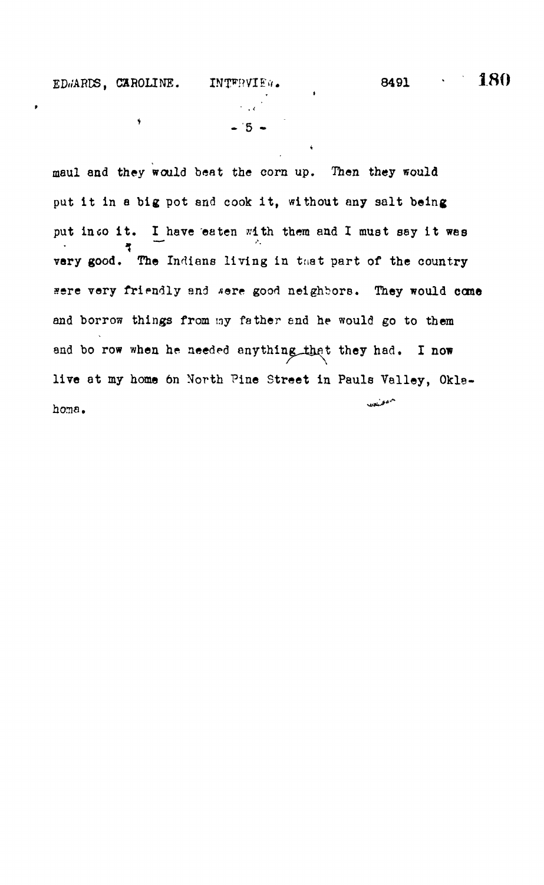maul and they would beat the corn up. Then they would put it in a big pot and cook it, without any salt being put into it. I have eaten with them and I must say it was very good. The Indians living in that part of the country were very friendly and were good neighbors. They would come and borrow things from my father and he would go to them and borrow when he needed anything that they had. I now live at my home on North Pine Street in Pauls Valley, Oklahoma.